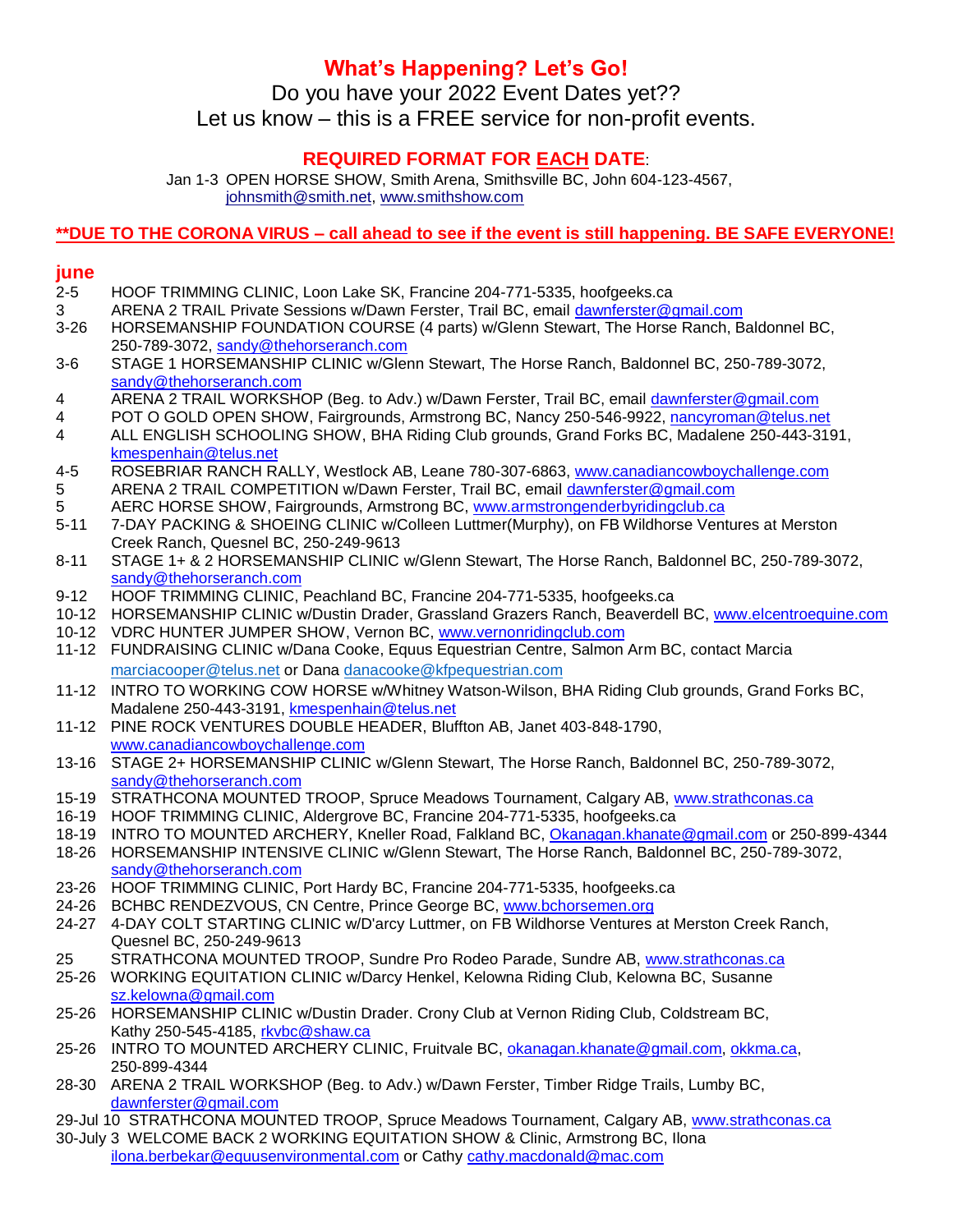# What's Happening? Let's Go!

Do you have your 2022 Event Dates yet??

Let us know – this is a FREE service for non-profit events.

## REQUIRED FORMAT FOR EACH DATE:

Jan 1-3 OPEN HORSE SHOW, Smith Arena, Smithsville BC, John 604-123-4567, johnsmith@smith.net, www.smithshow.com

**\*\*DUE TO THE CORONA VIRUS – call ahead to see if the event is still happening. BE SAFE EVERYONE!**

## june

- 2-5 HOOF TRIMMING CLINIC, Loon Lake SK, Francine 204-771-5335, hoofgeeks.ca
- 3 ARENA 2 TRAIL Private Sessions w/Dawn Ferster, Trail BC, email dawnferster@gmail.com
- 3-26 HORSEMANSHIP FOUNDATION COURSE (4 parts) w/Glenn Stewart, The Horse Ranch, Baldonnel BC, 250-789-3072, sandy@thehorseranch.com
- 3-6 STAGE 1 HORSEMANSHIP CLINIC w/Glenn Stewart, The Horse Ranch, Baldonnel BC, 250-789-3072, sandy@thehorseranch.com
- 4 ARENA 2 TRAIL WORKSHOP (Beg. to Adv.) w/Dawn Ferster, Trail BC, email dawnferster@gmail.com
- 4 POT O GOLD OPEN SHOW, Fairgrounds, Armstrong BC, Nancy 250-546-9922, nancyroman@telus.net
- 4 ALL ENGLISH SCHOOLING SHOW, BHA Riding Club grounds, Grand Forks BC, Madalene 250-443-3191, kmespenhain@telus.net
- 4-5 ROSEBRIAR RANCH RALLY, Westlock AB, Leane 780-307-6863, www.canadiancowboychallenge.com
- 5 ARENA 2 TRAIL COMPETITION w/Dawn Ferster, Trail BC, email dawnferster@gmail.com
- 5 AERC HORSE SHOW, Fairgrounds, Armstrong BC, www.armstrongenderbyridingclub.ca
- 5-11 7-DAY PACKING & SHOEING CLINIC w/Colleen Luttmer(Murphy), on FB Wildhorse Ventures at Merston Creek Ranch, Quesnel BC, 250-249-9613
- 8-11 STAGE 1+ & 2 HORSEMANSHIP CLINIC w/Glenn Stewart, The Horse Ranch, Baldonnel BC, 250-789-3072, sandy@thehorseranch.com
- 9-12 HOOF TRIMMING CLINIC, Peachland BC, Francine 204-771-5335, hoofgeeks.ca
- 10-12 HORSEMANSHIP CLINIC w/Dustin Drader, Grassland Grazers Ranch, Beaverdell BC, www.elcentroequine.com
- 10-12 VDRC HUNTER JUMPER SHOW, Vernon BC, www.vernonridingclub.com
- 11-12 FUNDRAISING CLINIC w/Dana Cooke, Equus Equestrian Centre, Salmon Arm BC, contact Marcia marciacooper@telus.net or Dana danacooke@kfpequestrian.com
- 11-12 INTRO TO WORKING COW HORSE w/Whitney Watson-Wilson, BHA Riding Club grounds, Grand Forks BC, Madalene 250-443-3191, kmespenhain@telus.net
- 11-12 PINE ROCK VENTURES DOUBLE HEADER, Bluffton AB, Janet 403-848-1790, www.canadiancowboychallenge.com
- 13-16 STAGE 2+ HORSEMANSHIP CLINIC w/Glenn Stewart, The Horse Ranch, Baldonnel BC, 250-789-3072, sandy@thehorseranch.com
- 15-19 STRATHCONA MOUNTED TROOP, Spruce Meadows Tournament, Calgary AB, www.strathconas.ca
- 16-19 HOOF TRIMMING CLINIC, Aldergrove BC, Francine 204-771-5335, hoofgeeks.ca
- 18-19 INTRO TO MOUNTED ARCHERY, Kneller Road, Falkland BC, Okanagan.khanate@gmail.com or 250-899-4344
- 18-26 HORSEMANSHIP INTENSIVE CLINIC w/Glenn Stewart, The Horse Ranch, Baldonnel BC, 250-789-3072, sandy@thehorseranch.com
- 23-26 HOOF TRIMMING CLINIC, Port Hardy BC, Francine 204-771-5335, hoofgeeks.ca
- 24-26 BCHBC RENDEZVOUS, CN Centre, Prince George BC, www.bchorsemen.org
- 24-27 4-DAY COLT STARTING CLINIC w/D'arcy Luttmer, on FB Wildhorse Ventures at Merston Creek Ranch, Quesnel BC, 250-249-9613
- 25 STRATHCONA MOUNTED TROOP, Sundre Pro Rodeo Parade, Sundre AB, www.strathconas.ca
- 25-26 WORKING EQUITATION CLINIC w/Darcy Henkel, Kelowna Riding Club, Kelowna BC, Susanne sz.kelowna@gmail.com
- 25-26 HORSEMANSHIP CLINIC w/Dustin Drader. Crony Club at Vernon Riding Club, Coldstream BC, Kathy 250-545-4185, rkvbc@shaw.ca
- 25-26 INTRO TO MOUNTED ARCHERY CLINIC, Fruitvale BC, okanagan.khanate@gmail.com, okkma.ca, 250-899-4344
- 28-30 ARENA 2 TRAIL WORKSHOP (Beg. to Adv.) w/Dawn Ferster, Timber Ridge Trails, Lumby BC, dawnferster@gmail.com
- 29-Jul 10 STRATHCONA MOUNTED TROOP, Spruce Meadows Tournament, Calgary AB, www.strathconas.ca
- 30-July 3 WELCOME BACK 2 WORKING EQUITATION SHOW & Clinic, Armstrong BC, Ilona ilona.berbekar@equusenvironmental.com or Cathy cathy.macdonald@mac.com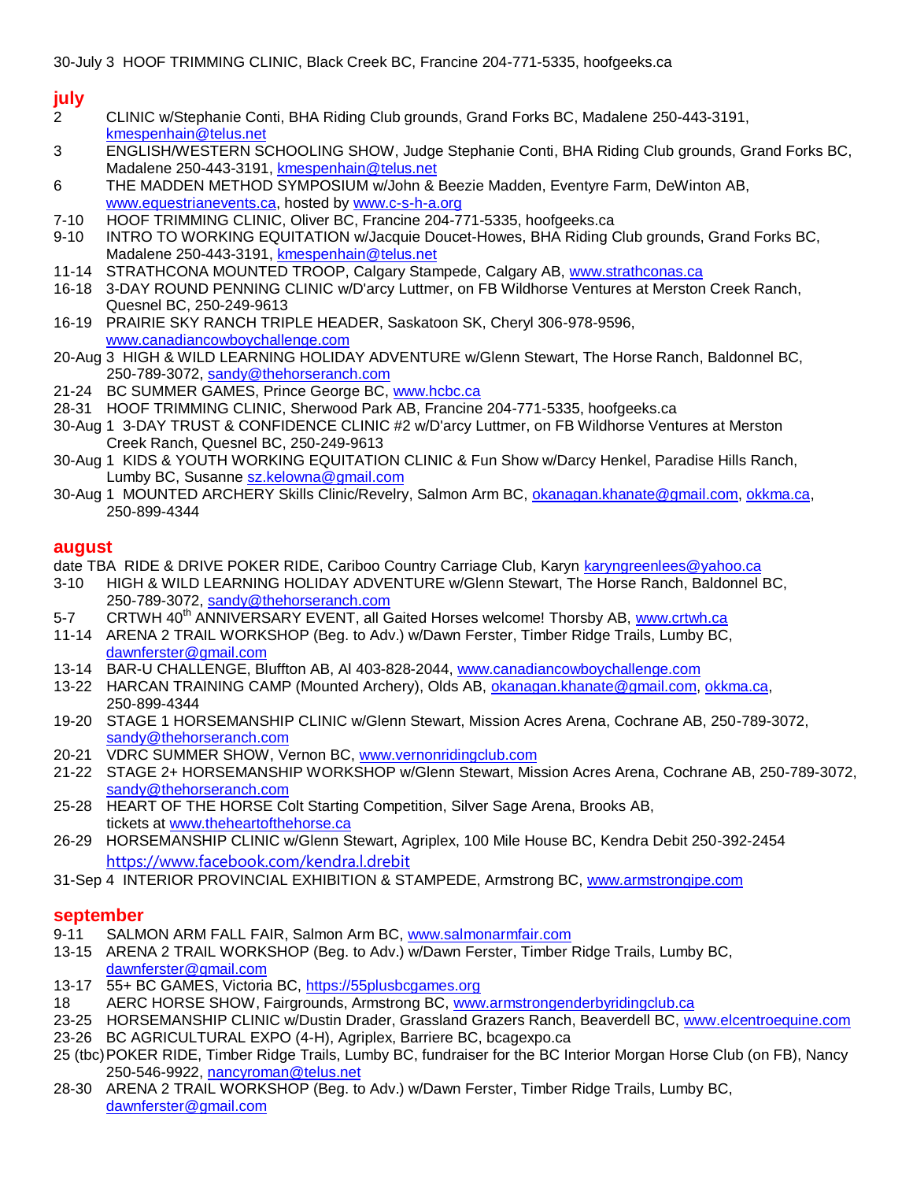30-July 3 HOOF TRIMMING CLINIC, Black Creek BC, Francine 204-771-5335, hoofgeeks.ca

## july

- 2 CLINIC w/Stephanie Conti, BHA Riding Club grounds, Grand Forks BC, Madalene 250-443-3191, kmespenhain@telus.net
- 3 ENGLISH/WESTERN SCHOOLING SHOW, Judge Stephanie Conti, BHA Riding Club grounds, Grand Forks BC, Madalene 250-443-3191, kmespenhain@telus.net
- 6 THE MADDEN METHOD SYMPOSIUM w/John & Beezie Madden, Eventyre Farm, DeWinton AB, www.equestrianevents.ca, hosted by www.c-s-h-a.org
- 7-10 HOOF TRIMMING CLINIC, Oliver BC, Francine 204-771-5335, hoofgeeks.ca
- 9-10 INTRO TO WORKING EQUITATION w/Jacquie Doucet-Howes, BHA Riding Club grounds, Grand Forks BC, Madalene 250-443-3191, kmespenhain@telus.net
- 11-14 STRATHCONA MOUNTED TROOP, Calgary Stampede, Calgary AB, www.strathconas.ca
- 16-18 3-DAY ROUND PENNING CLINIC w/D'arcy Luttmer, on FB Wildhorse Ventures at Merston Creek Ranch, Quesnel BC, 250-249-9613
- 16-19 PRAIRIE SKY RANCH TRIPLE HEADER, Saskatoon SK, Cheryl 306-978-9596, www.canadiancowboychallenge.com
- 20-Aug 3 HIGH & WILD LEARNING HOLIDAY ADVENTURE w/Glenn Stewart, The Horse Ranch, Baldonnel BC, 250-789-3072, sandy@thehorseranch.com
- 21-24 BC SUMMER GAMES, Prince George BC, www.hcbc.ca
- 28-31 HOOF TRIMMING CLINIC, Sherwood Park AB, Francine 204-771-5335, hoofgeeks.ca
- 30-Aug 1 3-DAY TRUST & CONFIDENCE CLINIC #2 w/D'arcy Luttmer, on FB Wildhorse Ventures at Merston Creek Ranch, Quesnel BC, 250-249-9613
- 30-Aug 1 KIDS & YOUTH WORKING EQUITATION CLINIC & Fun Show w/Darcy Henkel, Paradise Hills Ranch, Lumby BC, Susanne sz.kelowna@gmail.com
- 30-Aug 1 MOUNTED ARCHERY Skills Clinic/Revelry, Salmon Arm BC, okanagan.khanate@gmail.com, okkma.ca, 250-899-4344

## august

- date TBA RIDE & DRIVE POKER RIDE, Cariboo Country Carriage Club, Karyn karyngreenlees@yahoo.ca
- 3-10 HIGH & WILD LEARNING HOLIDAY ADVENTURE w/Glenn Stewart, The Horse Ranch, Baldonnel BC, 250-789-3072, sandy@thehorseranch.com
- 5-7 CRTWH 40th ANNIVERSARY EVENT, all Gaited Horses welcome! Thorsby AB, www.crtwh.ca
- 11-14 ARENA 2 TRAIL WORKSHOP (Beg. to Adv.) w/Dawn Ferster, Timber Ridge Trails, Lumby BC, dawnferster@gmail.com
- 13-14 BAR-U CHALLENGE, Bluffton AB, Al 403-828-2044, www.canadiancowboychallenge.com
- 13-22 HARCAN TRAINING CAMP (Mounted Archery), Olds AB, okanagan.khanate@gmail.com, okkma.ca, 250-899-4344
- 19-20 STAGE 1 HORSEMANSHIP CLINIC w/Glenn Stewart, Mission Acres Arena, Cochrane AB, 250-789-3072, sandy@thehorseranch.com
- 20-21 VDRC SUMMER SHOW, Vernon BC, www.vernonridingclub.com
- 21-22 STAGE 2+ HORSEMANSHIP WORKSHOP w/Glenn Stewart, Mission Acres Arena, Cochrane AB, 250-789-3072, sandy@thehorseranch.com
- 25-28 HEART OF THE HORSE Colt Starting Competition, Silver Sage Arena, Brooks AB, tickets at www.theheartofthehorse.ca
- 26-29 HORSEMANSHIP CLINIC w/Glenn Stewart, Agriplex, 100 Mile House BC, Kendra Debit 250-392-2454 https://www.facebook.com/kendra.l.drebit
- 31-Sep 4 INTERIOR PROVINCIAL EXHIBITION & STAMPEDE, Armstrong BC, www.armstrongipe.com

## september

- 9-11 SALMON ARM FALL FAIR, Salmon Arm BC, www.salmonarmfair.com
- 13-15 ARENA 2 TRAIL WORKSHOP (Beg. to Adv.) w/Dawn Ferster, Timber Ridge Trails, Lumby BC, dawnferster@gmail.com
- 13-17 55+ BC GAMES, Victoria BC, https://55plusbcgames.org
- 18 AERC HORSE SHOW, Fairgrounds, Armstrong BC, www.armstrongenderbyridingclub.ca
- 23-25 HORSEMANSHIP CLINIC w/Dustin Drader, Grassland Grazers Ranch, Beaverdell BC, www.elcentroequine.com
- 23-26 BC AGRICULTURAL EXPO (4-H), Agriplex, Barriere BC, bcagexpo.ca
- 25 (tbc) POKER RIDE, Timber Ridge Trails, Lumby BC, fundraiser for the BC Interior Morgan Horse Club (on FB), Nancy 250-546-9922, nancyroman@telus.net
- 28-30 ARENA 2 TRAIL WORKSHOP (Beg. to Adv.) w/Dawn Ferster, Timber Ridge Trails, Lumby BC, dawnferster@gmail.com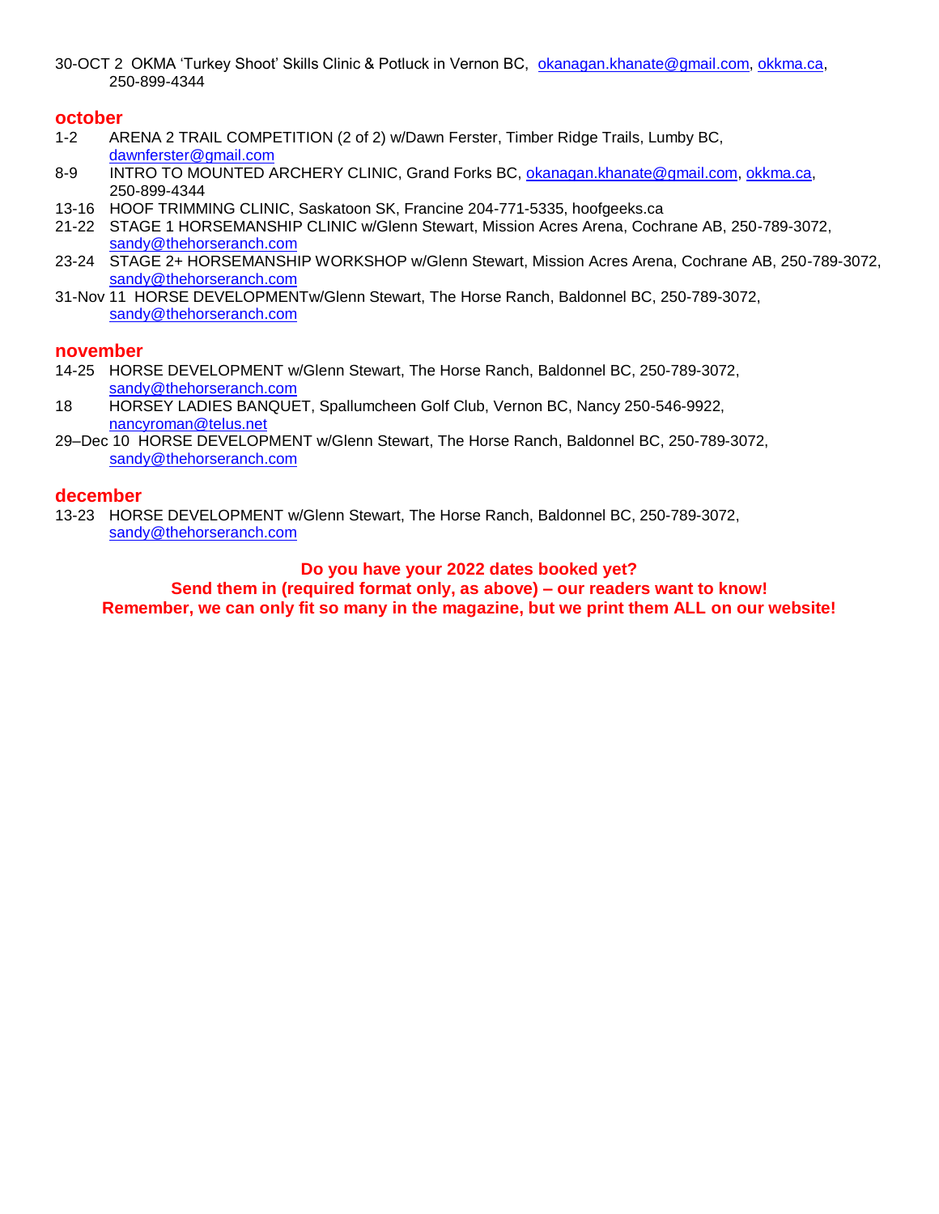30-OCT 2 OKMA 'Turkey Shoot' Skills Clinic & Potluck in Vernon BC, okanagan.khanate@gmail.com, okkma.ca, 250-899-4344

## october

1-2 ARENA 2 TRAIL COMPETITION (2 of 2) w/Dawn Ferster, Timber Ridge Trails, Lumby BC, dawnferster@gmail.com

8-9 INTRO TO MOUNTED ARCHERY CLINIC, Grand Forks BC, okanagan.khanate@gmail.com, okkma.ca, 250-899-4344

13-16 HOOF TRIMMING CLINIC, Saskatoon SK, Francine 204-771-5335, hoofgeeks.ca

21-22 STAGE 1 HORSEMANSHIP CLINIC w/Glenn Stewart, Mission Acres Arena, Cochrane AB, 250-789-3072, sandy@thehorseranch.com

23-24 STAGE 2+ HORSEMANSHIP WORKSHOP w/Glenn Stewart, Mission Acres Arena, Cochrane AB, 250-789-3072, sandy@thehorseranch.com

31-Nov 11 HORSE DEVELOPMENTw/Glenn Stewart, The Horse Ranch, Baldonnel BC, 250-789-3072, sandy@thehorseranch.com

## november

14-25 HORSE DEVELOPMENT w/Glenn Stewart, The Horse Ranch, Baldonnel BC, 250-789-3072, sandy@thehorseranch.com

18 HORSEY LADIES BANQUET, Spallumcheen Golf Club, Vernon BC, Nancy 250-546-9922, nancyroman@telus.net

29–Dec 10 HORSE DEVELOPMENT w/Glenn Stewart, The Horse Ranch, Baldonnel BC, 250-789-3072, sandy@thehorseranch.com

## december

13-23 HORSE DEVELOPMENT w/Glenn Stewart, The Horse Ranch, Baldonnel BC, 250-789-3072, sandy@thehorseranch.com

**Do you have your 2022 dates booked yet?**
**Send them in (required format only, as above) – our readers want to know!**
**Remember, we can only fit so many in the magazine, but we print them ALL on our website!**